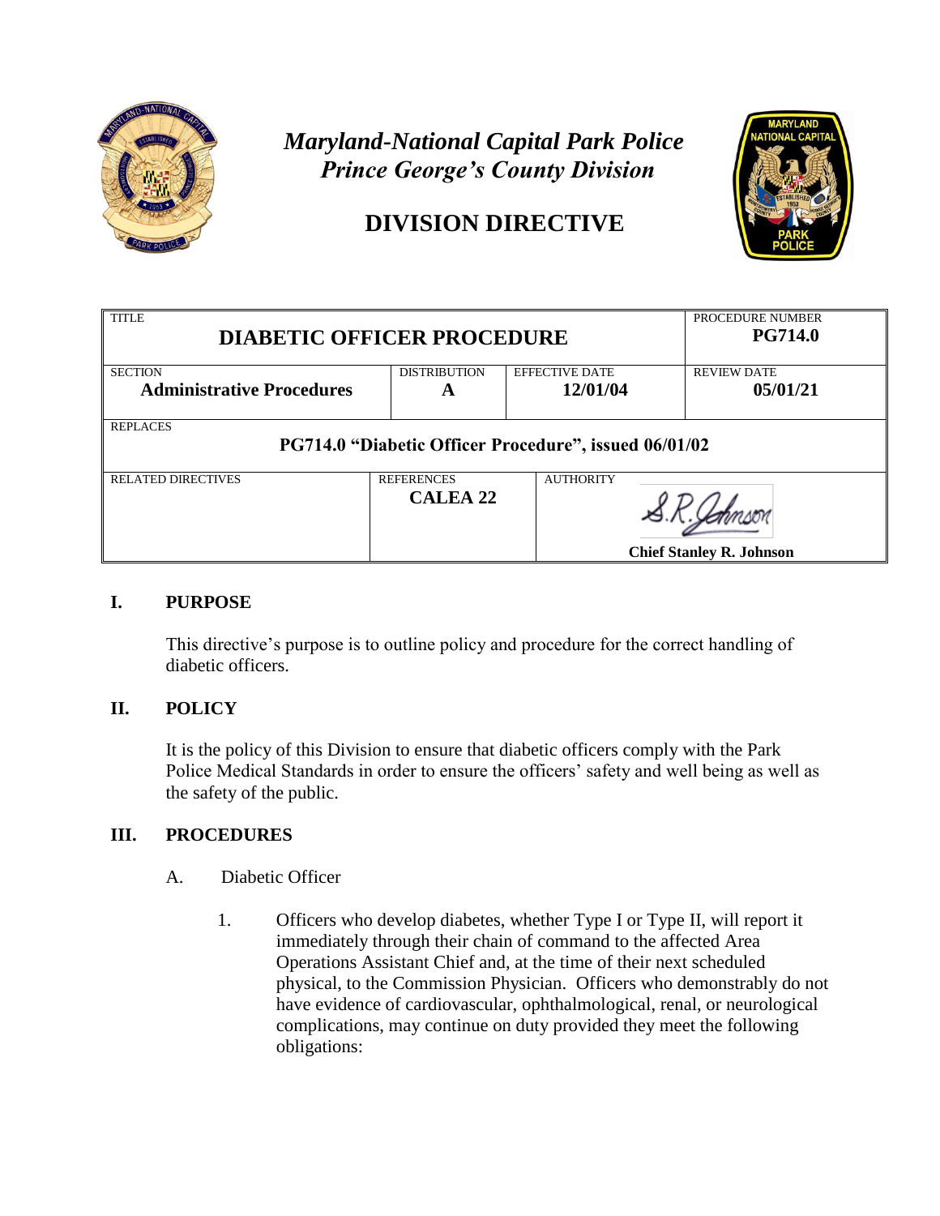*Maryland-National Capital Park Police*
*Prince George's County Division*

# DIVISION DIRECTIVE

| TITLE **DIABETIC OFFICER PROCEDURE** | | | PROCEDURE NUMBER **PG714.0** |
|---|---|---|---|
| SECTION **Administrative Procedures** | DISTRIBUTION **A** | EFFECTIVE DATE **12/01/04** | REVIEW DATE **05/01/21** |
| REPLACES **PG714.0 "Diabetic Officer Procedure", issued 06/01/02** | | | |
| RELATED DIRECTIVES | REFERENCES **CALEA 22** | AUTHORITY S.R. Johnson **Chief Stanley R. Johnson** | |

## I. PURPOSE

This directive's purpose is to outline policy and procedure for the correct handling of diabetic officers.

## II. POLICY

It is the policy of this Division to ensure that diabetic officers comply with the Park Police Medical Standards in order to ensure the officers' safety and well being as well as the safety of the public.

## III. PROCEDURES

A. Diabetic Officer

1. Officers who develop diabetes, whether Type I or Type II, will report it immediately through their chain of command to the affected Area Operations Assistant Chief and, at the time of their next scheduled physical, to the Commission Physician. Officers who demonstrably do not have evidence of cardiovascular, ophthalmological, renal, or neurological complications, may continue on duty provided they meet the following obligations: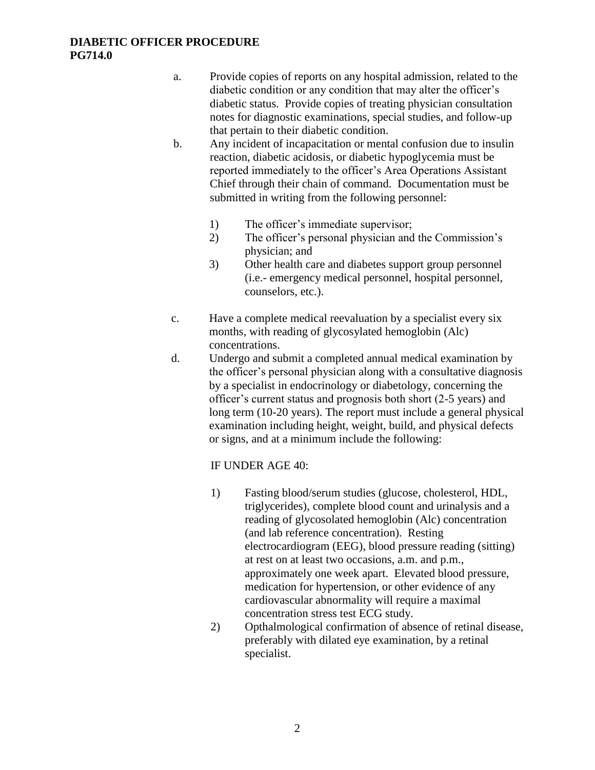- a. Provide copies of reports on any hospital admission, related to the diabetic condition or any condition that may alter the officer's diabetic status. Provide copies of treating physician consultation notes for diagnostic examinations, special studies, and follow-up that pertain to their diabetic condition.
- b. Any incident of incapacitation or mental confusion due to insulin reaction, diabetic acidosis, or diabetic hypoglycemia must be reported immediately to the officer's Area Operations Assistant Chief through their chain of command. Documentation must be submitted in writing from the following personnel:
  - 1) The officer's immediate supervisor;
  - 2) The officer's personal physician and the Commission's physician; and
  - 3) Other health care and diabetes support group personnel (i.e.- emergency medical personnel, hospital personnel, counselors, etc.).
- c. Have a complete medical reevaluation by a specialist every six months, with reading of glycosylated hemoglobin (Alc) concentrations.
- d. Undergo and submit a completed annual medical examination by the officer's personal physician along with a consultative diagnosis by a specialist in endocrinology or diabetology, concerning the officer's current status and prognosis both short (2-5 years) and long term (10-20 years). The report must include a general physical examination including height, weight, build, and physical defects or signs, and at a minimum include the following:

  IF UNDER AGE 40:

  - 1) Fasting blood/serum studies (glucose, cholesterol, HDL, triglycerides), complete blood count and urinalysis and a reading of glycosolated hemoglobin (Alc) concentration (and lab reference concentration). Resting electrocardiogram (EEG), blood pressure reading (sitting) at rest on at least two occasions, a.m. and p.m., approximately one week apart. Elevated blood pressure, medication for hypertension, or other evidence of any cardiovascular abnormality will require a maximal concentration stress test ECG study.
  - 2) Opthalmological confirmation of absence of retinal disease, preferably with dilated eye examination, by a retinal specialist.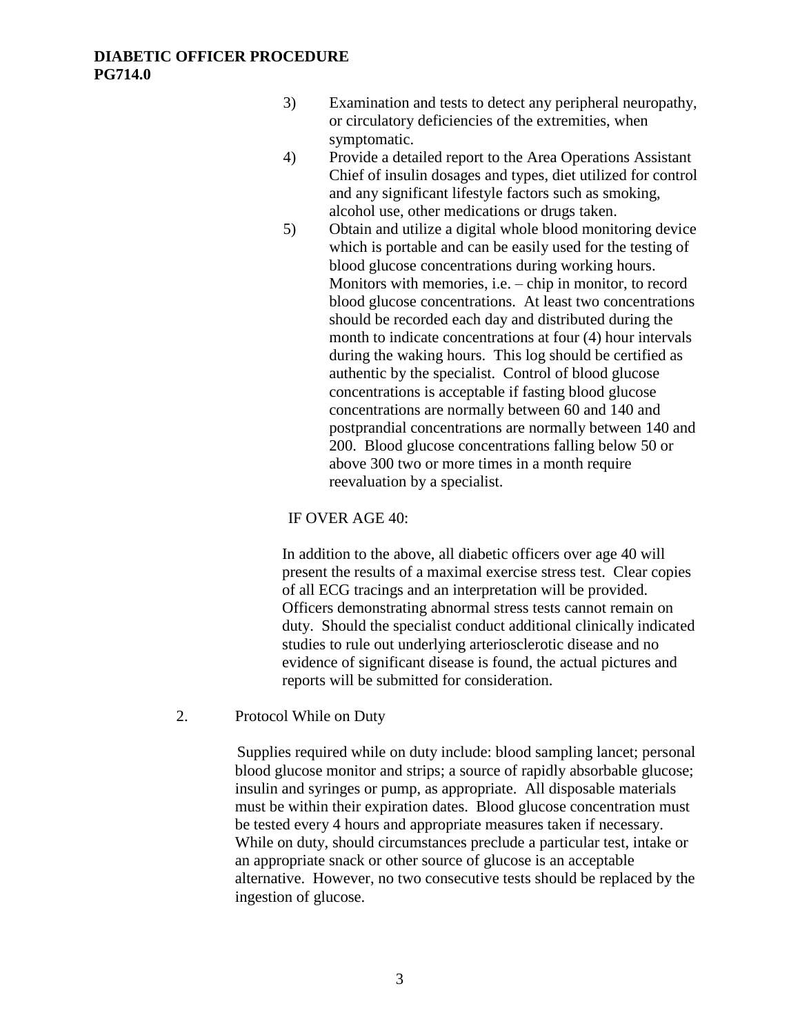3) Examination and tests to detect any peripheral neuropathy, or circulatory deficiencies of the extremities, when symptomatic.

4) Provide a detailed report to the Area Operations Assistant Chief of insulin dosages and types, diet utilized for control and any significant lifestyle factors such as smoking, alcohol use, other medications or drugs taken.

5) Obtain and utilize a digital whole blood monitoring device which is portable and can be easily used for the testing of blood glucose concentrations during working hours. Monitors with memories, i.e. – chip in monitor, to record blood glucose concentrations. At least two concentrations should be recorded each day and distributed during the month to indicate concentrations at four (4) hour intervals during the waking hours. This log should be certified as authentic by the specialist. Control of blood glucose concentrations is acceptable if fasting blood glucose concentrations are normally between 60 and 140 and postprandial concentrations are normally between 140 and 200. Blood glucose concentrations falling below 50 or above 300 two or more times in a month require reevaluation by a specialist.

IF OVER AGE 40:

In addition to the above, all diabetic officers over age 40 will present the results of a maximal exercise stress test. Clear copies of all ECG tracings and an interpretation will be provided. Officers demonstrating abnormal stress tests cannot remain on duty. Should the specialist conduct additional clinically indicated studies to rule out underlying arteriosclerotic disease and no evidence of significant disease is found, the actual pictures and reports will be submitted for consideration.

2. Protocol While on Duty

Supplies required while on duty include: blood sampling lancet; personal blood glucose monitor and strips; a source of rapidly absorbable glucose; insulin and syringes or pump, as appropriate. All disposable materials must be within their expiration dates. Blood glucose concentration must be tested every 4 hours and appropriate measures taken if necessary. While on duty, should circumstances preclude a particular test, intake or an appropriate snack or other source of glucose is an acceptable alternative. However, no two consecutive tests should be replaced by the ingestion of glucose.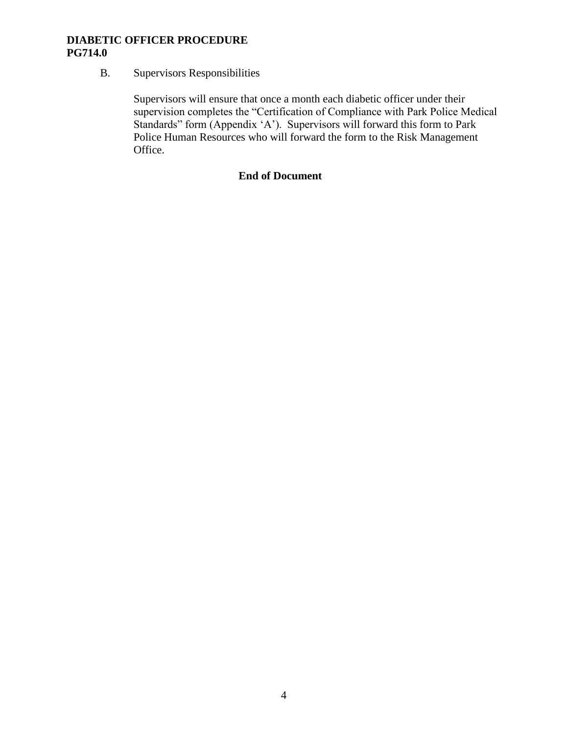B. Supervisors Responsibilities

Supervisors will ensure that once a month each diabetic officer under their supervision completes the "Certification of Compliance with Park Police Medical Standards" form (Appendix 'A'). Supervisors will forward this form to Park Police Human Resources who will forward the form to the Risk Management Office.

**End of Document**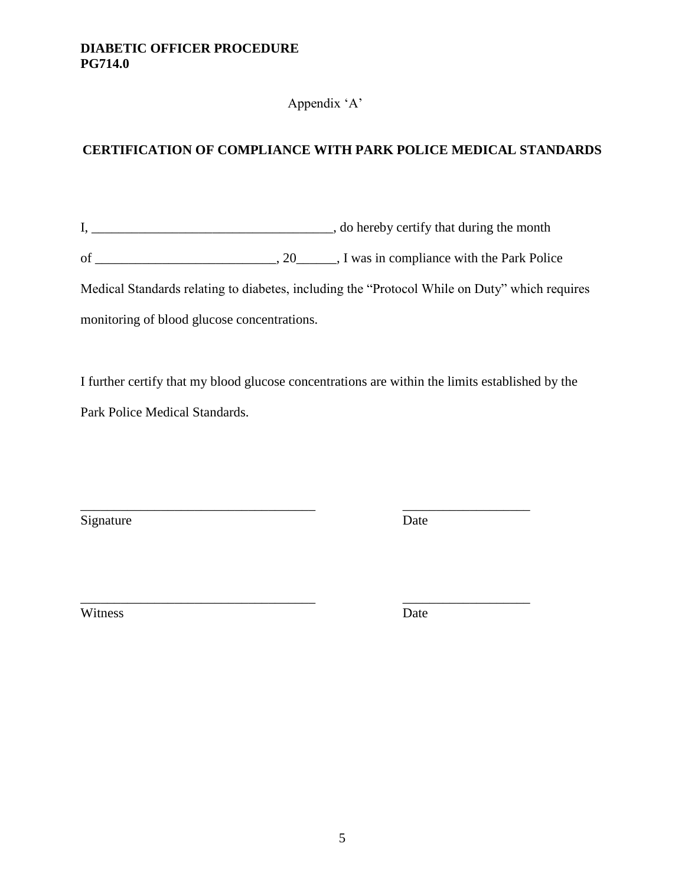**DIABETIC OFFICER PROCEDURE**
**PG714.0**

Appendix 'A'

## CERTIFICATION OF COMPLIANCE WITH PARK POLICE MEDICAL STANDARDS

I, ____________________________________, do hereby certify that during the month of ___________________________, 20______, I was in compliance with the Park Police Medical Standards relating to diabetes, including the "Protocol While on Duty" which requires monitoring of blood glucose concentrations.

I further certify that my blood glucose concentrations are within the limits established by the Park Police Medical Standards.

___________________________________ ___________________
Signature Date

___________________________________ ___________________
Witness Date